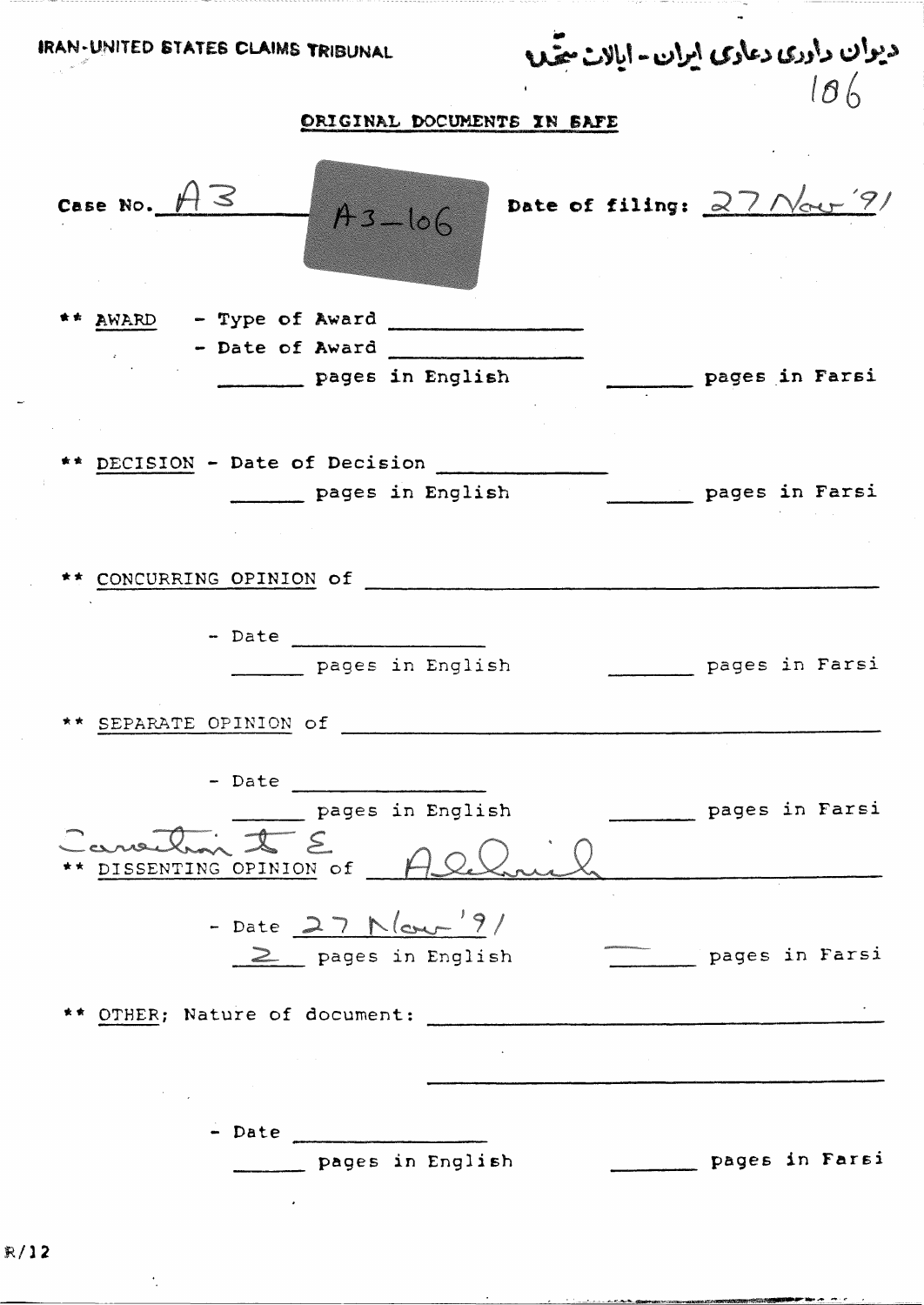IRAN-UNITED STATES CLAIMS TRIBUNAL

دیوان داوری دعاوی ایران - ایالات متحده

186

ORIGINAL DOCUMENTS IN SAFE

Case No. A3 A3-106 Date of filing: 27 Nov '91

** AWARD - Type of Award ______________
- Date of Award ______________
______ pages in English ______ pages in Farsi

** DECISION - Date of Decision ______________
______ pages in English ______ pages in Farsi

** CONCURRING OPINION of ______________

- Date ______________
______ pages in English ______ pages in Farsi

** SEPARATE OPINION of ______________

- Date ______________
______ pages in English ______ pages in Farsi

** DISSENTING OPINION of Correction to E Aldrich

- Date 27 Nov '91
2 pages in English ______ pages in Farsi

** OTHER; Nature of document: ______________

- Date ______________
______ pages in English ______ pages in Farsi

R/12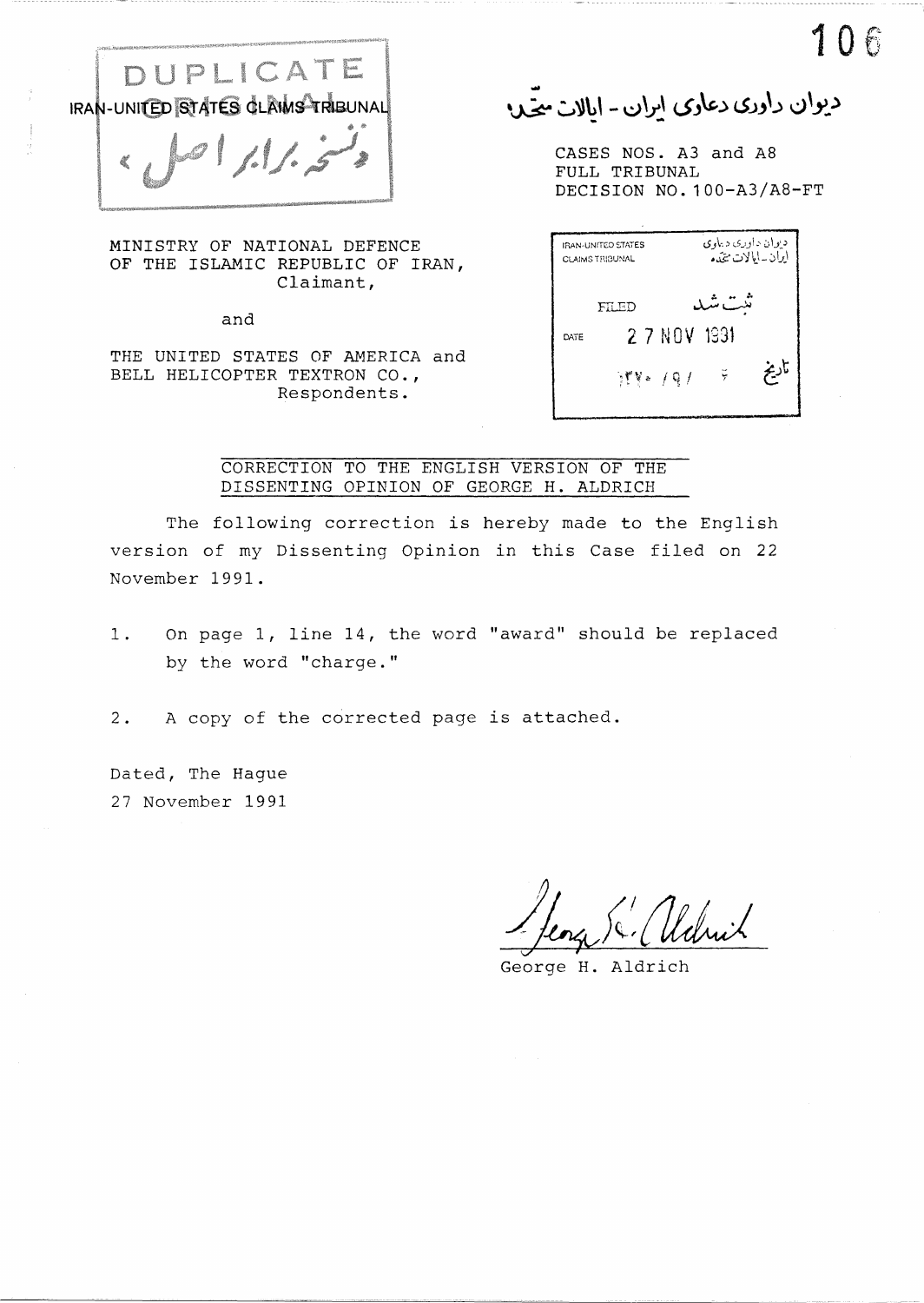DUPLICATE ORIGINAL

IRAN-UNITED STATES CLAIMS TRIBUNAL

نسخه برابر اصل

دیوان داوری دعاوی ایران - ایالات متحده

CASES NOS. A3 and A8
FULL TRIBUNAL
DECISION NO. 100-A3/A8-FT

| IRAN-UNITED STATES CLAIMS TRIBUNAL | دیوان داوری دعاوی ایران - ایالات متحده |
|---|---|
| FILED | ثبت شد |
| DATE 27 NOV 1991 | ۱۳۷۰ / ۹ / تاریخ |

MINISTRY OF NATIONAL DEFENCE
OF THE ISLAMIC REPUBLIC OF IRAN,
Claimant,

and

THE UNITED STATES OF AMERICA and
BELL HELICOPTER TEXTRON CO.,
Respondents.

## CORRECTION TO THE ENGLISH VERSION OF THE DISSENTING OPINION OF GEORGE H. ALDRICH

The following correction is hereby made to the English version of my Dissenting Opinion in this Case filed on 22 November 1991.

1. On page 1, line 14, the word "award" should be replaced by the word "charge."

2. A copy of the corrected page is attached.

Dated, The Hague
27 November 1991

George H. Aldrich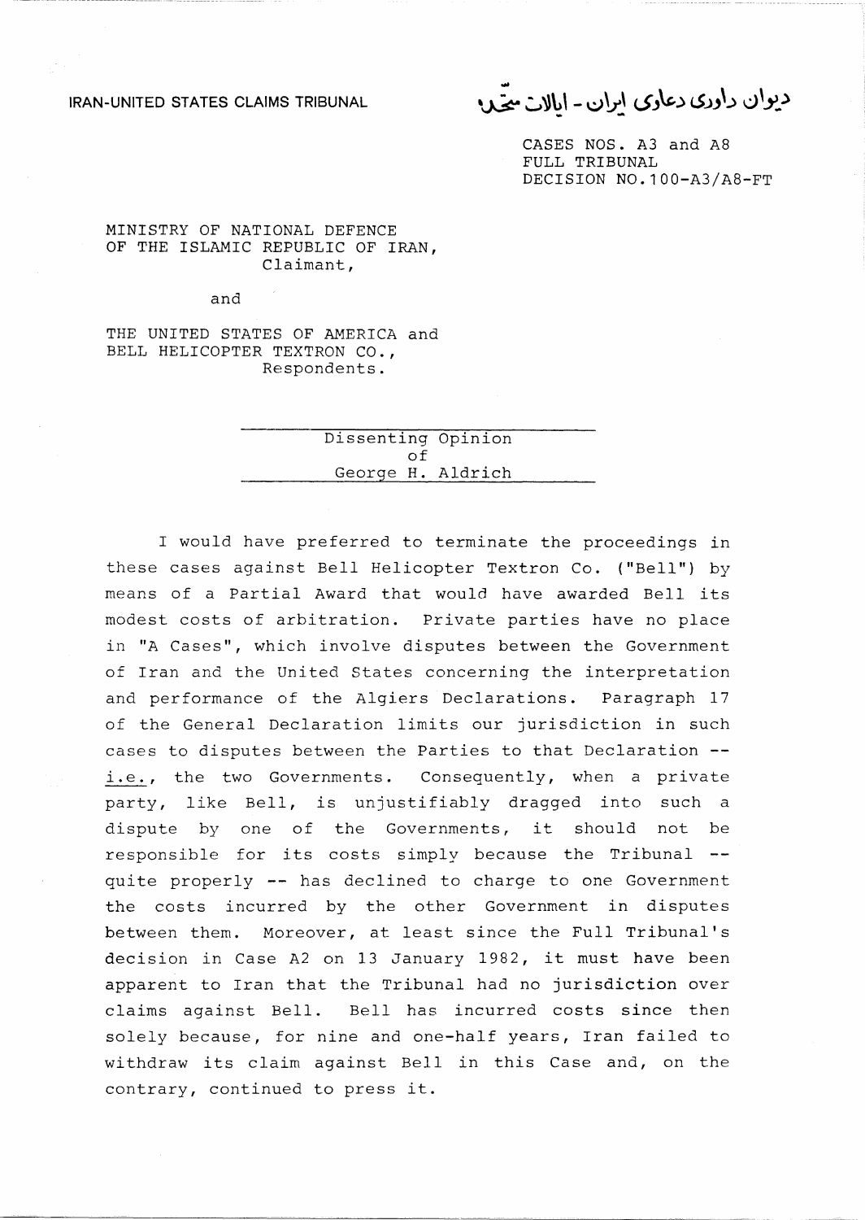IRAN-UNITED STATES CLAIMS TRIBUNAL

دیوان داوری دعاوی ایران - ایالات متحده

CASES NOS. A3 and A8
FULL TRIBUNAL
DECISION NO.100-A3/A8-FT

MINISTRY OF NATIONAL DEFENCE
OF THE ISLAMIC REPUBLIC OF IRAN,
Claimant,

and

THE UNITED STATES OF AMERICA and
BELL HELICOPTER TEXTRON CO.,
Respondents.

---

Dissenting Opinion
of
George H. Aldrich

---

I would have preferred to terminate the proceedings in these cases against Bell Helicopter Textron Co. ("Bell") by means of a Partial Award that would have awarded Bell its modest costs of arbitration. Private parties have no place in "A Cases", which involve disputes between the Government of Iran and the United States concerning the interpretation and performance of the Algiers Declarations. Paragraph 17 of the General Declaration limits our jurisdiction in such cases to disputes between the Parties to that Declaration -- i.e., the two Governments. Consequently, when a private party, like Bell, is unjustifiably dragged into such a dispute by one of the Governments, it should not be responsible for its costs simply because the Tribunal -- quite properly -- has declined to charge to one Government the costs incurred by the other Government in disputes between them. Moreover, at least since the Full Tribunal's decision in Case A2 on 13 January 1982, it must have been apparent to Iran that the Tribunal had no jurisdiction over claims against Bell. Bell has incurred costs since then solely because, for nine and one-half years, Iran failed to withdraw its claim against Bell in this Case and, on the contrary, continued to press it.